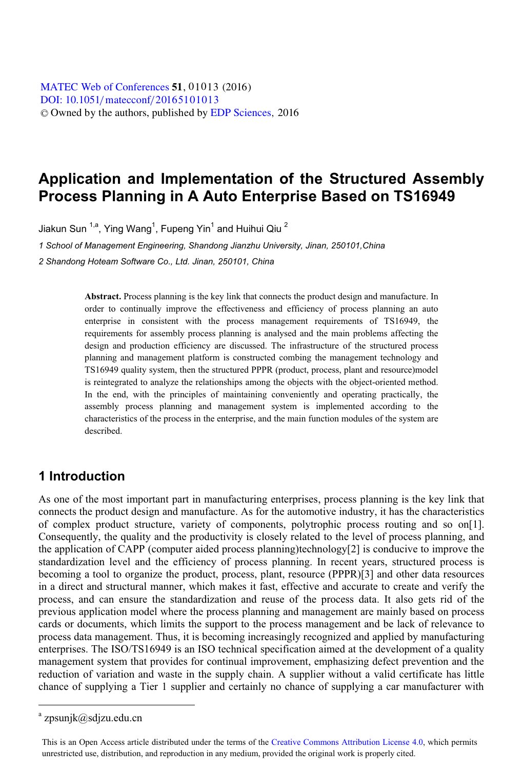# Application and Implementation of the Structured Assembly Process Planning in A Auto Enterprise Based on TS16949

Jiakun Sun [1,a], Ying Wang[1], Fupeng Yin[1] and Huihui Qiu [2]

*1 School of Management Engineering, Shandong Jianzhu University, Jinan, 250101,China*

*2 Shandong Hoteam Software Co., Ltd. Jinan, 250101, China*

**Abstract.** Process planning is the key link that connects the product design and manufacture. In order to continually improve the effectiveness and efficiency of process planning an auto enterprise in consistent with the process management requirements of TS16949, the requirements for assembly process planning is analysed and the main problems affecting the design and production efficiency are discussed. The infrastructure of the structured process planning and management platform is constructed combing the management technology and TS16949 quality system, then the structured PPPR (product, process, plant and resource)model is reintegrated to analyze the relationships among the objects with the object-oriented method. In the end, with the principles of maintaining conveniently and operating practically, the assembly process planning and management system is implemented according to the characteristics of the process in the enterprise, and the main function modules of the system are described.

## 1 Introduction

As one of the most important part in manufacturing enterprises, process planning is the key link that connects the product design and manufacture. As for the automotive industry, it has the characteristics of complex product structure, variety of components, polytrophic process routing and so on[1]. Consequently, the quality and the productivity is closely related to the level of process planning, and the application of CAPP (computer aided process planning)technology[2] is conducive to improve the standardization level and the efficiency of process planning. In recent years, structured process is becoming a tool to organize the product, process, plant, resource (PPPR)[3] and other data resources in a direct and structural manner, which makes it fast, effective and accurate to create and verify the process, and can ensure the standardization and reuse of the process data. It also gets rid of the previous application model where the process planning and management are mainly based on process cards or documents, which limits the support to the process management and be lack of relevance to process data management. Thus, it is becoming increasingly recognized and applied by manufacturing enterprises. The ISO/TS16949 is an ISO technical specification aimed at the development of a quality management system that provides for continual improvement, emphasizing defect prevention and the reduction of variation and waste in the supply chain. A supplier without a valid certificate has little chance of supplying a Tier 1 supplier and certainly no chance of supplying a car manufacturer with

---

[a] zpsunjk@sdjzu.edu.cn

This is an Open Access article distributed under the terms of the Creative Commons Attribution License 4.0, which permits unrestricted use, distribution, and reproduction in any medium, provided the original work is properly cited.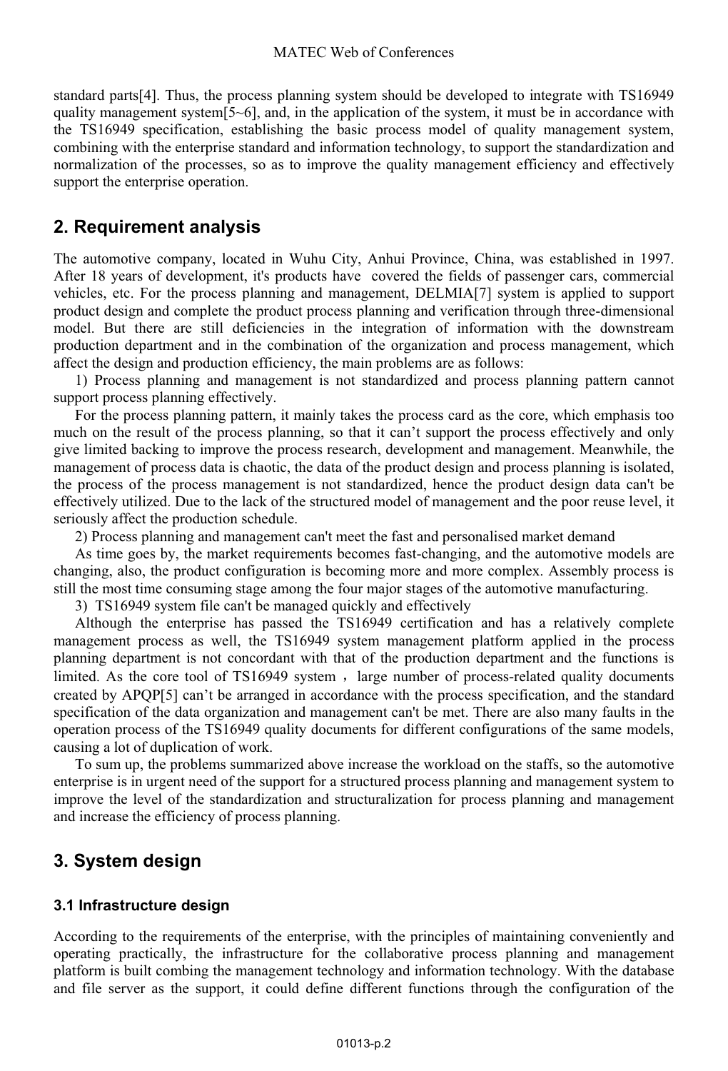standard parts[4]. Thus, the process planning system should be developed to integrate with TS16949 quality management system[5~6], and, in the application of the system, it must be in accordance with the TS16949 specification, establishing the basic process model of quality management system, combining with the enterprise standard and information technology, to support the standardization and normalization of the processes, so as to improve the quality management efficiency and effectively support the enterprise operation.

## 2. Requirement analysis

The automotive company, located in Wuhu City, Anhui Province, China, was established in 1997. After 18 years of development, it's products have covered the fields of passenger cars, commercial vehicles, etc. For the process planning and management, DELMIA[7] system is applied to support product design and complete the product process planning and verification through three-dimensional model. But there are still deficiencies in the integration of information with the downstream production department and in the combination of the organization and process management, which affect the design and production efficiency, the main problems are as follows:

1) Process planning and management is not standardized and process planning pattern cannot support process planning effectively.

For the process planning pattern, it mainly takes the process card as the core, which emphasis too much on the result of the process planning, so that it can’t support the process effectively and only give limited backing to improve the process research, development and management. Meanwhile, the management of process data is chaotic, the data of the product design and process planning is isolated, the process of the process management is not standardized, hence the product design data can't be effectively utilized. Due to the lack of the structured model of management and the poor reuse level, it seriously affect the production schedule.

2) Process planning and management can't meet the fast and personalised market demand

As time goes by, the market requirements becomes fast-changing, and the automotive models are changing, also, the product configuration is becoming more and more complex. Assembly process is still the most time consuming stage among the four major stages of the automotive manufacturing.

3) TS16949 system file can't be managed quickly and effectively

Although the enterprise has passed the TS16949 certification and has a relatively complete management process as well, the TS16949 system management platform applied in the process planning department is not concordant with that of the production department and the functions is limited. As the core tool of TS16949 system ，large number of process-related quality documents created by APQP[5] can’t be arranged in accordance with the process specification, and the standard specification of the data organization and management can't be met. There are also many faults in the operation process of the TS16949 quality documents for different configurations of the same models, causing a lot of duplication of work.

To sum up, the problems summarized above increase the workload on the staffs, so the automotive enterprise is in urgent need of the support for a structured process planning and management system to improve the level of the standardization and structuralization for process planning and management and increase the efficiency of process planning.

## 3. System design

### 3.1 Infrastructure design

According to the requirements of the enterprise, with the principles of maintaining conveniently and operating practically, the infrastructure for the collaborative process planning and management platform is built combing the management technology and information technology. With the database and file server as the support, it could define different functions through the configuration of the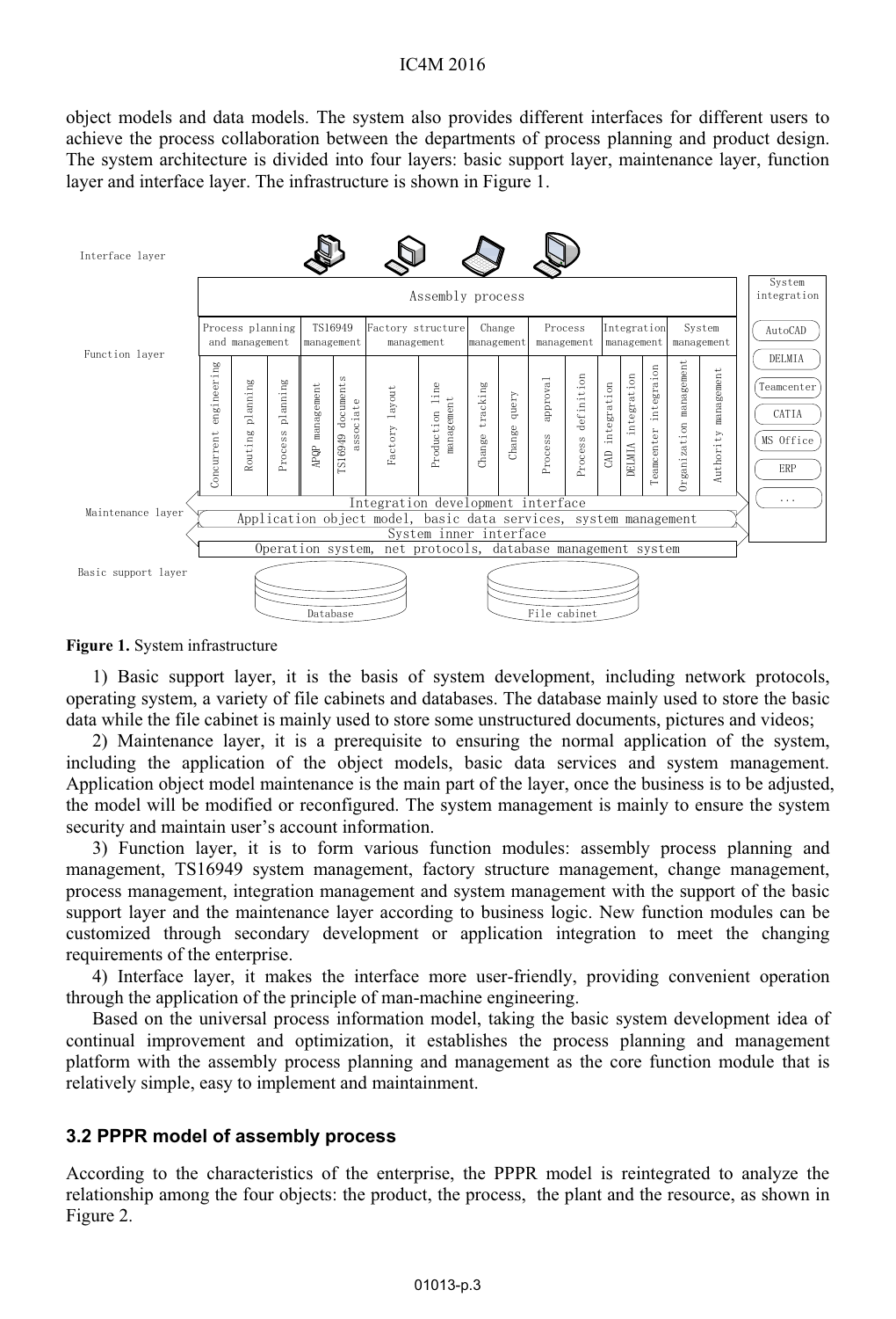object models and data models. The system also provides different interfaces for different users to achieve the process collaboration between the departments of process planning and product design. The system architecture is divided into four layers: basic support layer, maintenance layer, function layer and interface layer. The infrastructure is shown in Figure 1.

**Figure 1.** System infrastructure

1) Basic support layer, it is the basis of system development, including network protocols, operating system, a variety of file cabinets and databases. The database mainly used to store the basic data while the file cabinet is mainly used to store some unstructured documents, pictures and videos;

2) Maintenance layer, it is a prerequisite to ensuring the normal application of the system, including the application of the object models, basic data services and system management. Application object model maintenance is the main part of the layer, once the business is to be adjusted, the model will be modified or reconfigured. The system management is mainly to ensure the system security and maintain user's account information.

3) Function layer, it is to form various function modules: assembly process planning and management, TS16949 system management, factory structure management, change management, process management, integration management and system management with the support of the basic support layer and the maintenance layer according to business logic. New function modules can be customized through secondary development or application integration to meet the changing requirements of the enterprise.

4) Interface layer, it makes the interface more user-friendly, providing convenient operation through the application of the principle of man-machine engineering.

Based on the universal process information model, taking the basic system development idea of continual improvement and optimization, it establishes the process planning and management platform with the assembly process planning and management as the core function module that is relatively simple, easy to implement and maintainment.

### 3.2 PPPR model of assembly process

According to the characteristics of the enterprise, the PPPR model is reintegrated to analyze the relationship among the four objects: the product, the process, the plant and the resource, as shown in Figure 2.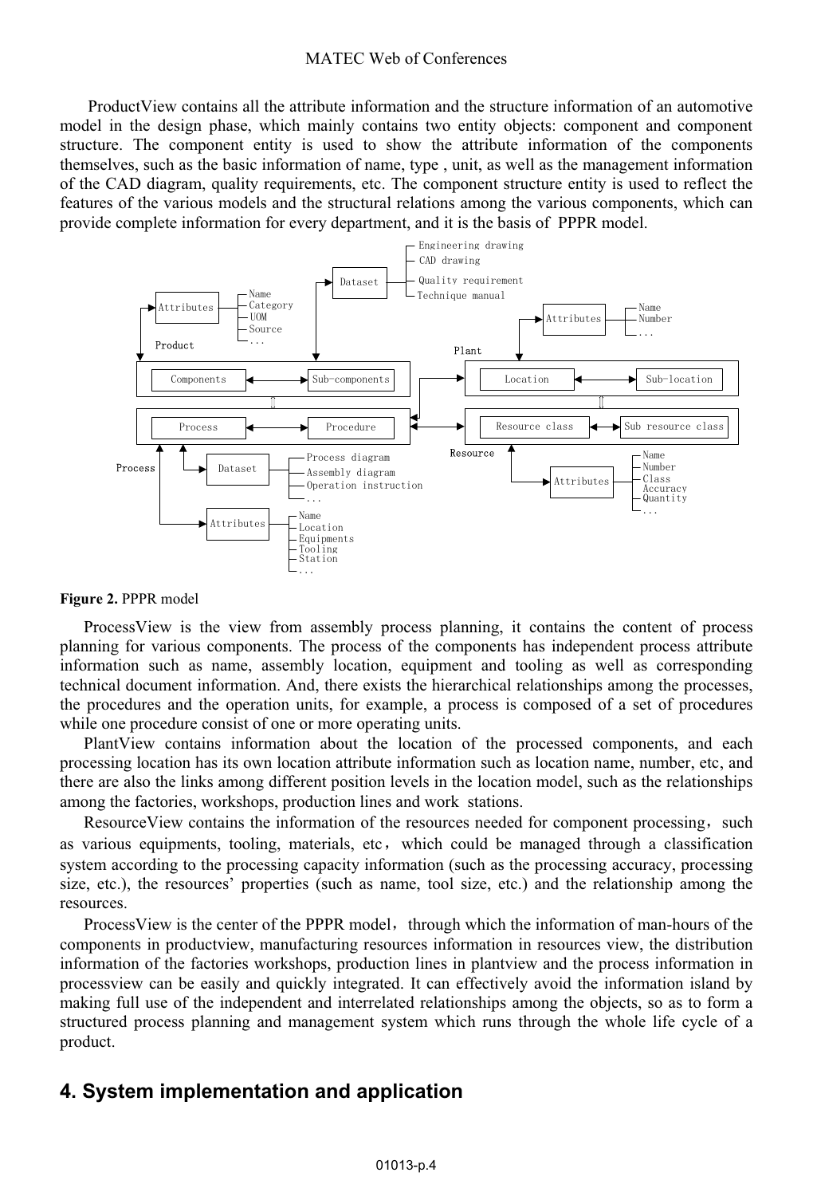ProductView contains all the attribute information and the structure information of an automotive model in the design phase, which mainly contains two entity objects: component and component structure. The component entity is used to show the attribute information of the components themselves, such as the basic information of name, type , unit, as well as the management information of the CAD diagram, quality requirements, etc. The component structure entity is used to reflect the features of the various models and the structural relations among the various components, which can provide complete information for every department, and it is the basis of PPPR model.

**Figure 2.** PPPR model

ProcessView is the view from assembly process planning, it contains the content of process planning for various components. The process of the components has independent process attribute information such as name, assembly location, equipment and tooling as well as corresponding technical document information. And, there exists the hierarchical relationships among the processes, the procedures and the operation units, for example, a process is composed of a set of procedures while one procedure consist of one or more operating units.

PlantView contains information about the location of the processed components, and each processing location has its own location attribute information such as location name, number, etc, and there are also the links among different position levels in the location model, such as the relationships among the factories, workshops, production lines and work stations.

ResourceView contains the information of the resources needed for component processing， such as various equipments, tooling, materials, etc， which could be managed through a classification system according to the processing capacity information (such as the processing accuracy, processing size, etc.), the resources' properties (such as name, tool size, etc.) and the relationship among the resources.

ProcessView is the center of the PPPR model， through which the information of man-hours of the components in productview, manufacturing resources information in resources view, the distribution information of the factories workshops, production lines in plantview and the process information in processview can be easily and quickly integrated. It can effectively avoid the information island by making full use of the independent and interrelated relationships among the objects, so as to form a structured process planning and management system which runs through the whole life cycle of a product.

## 4. System implementation and application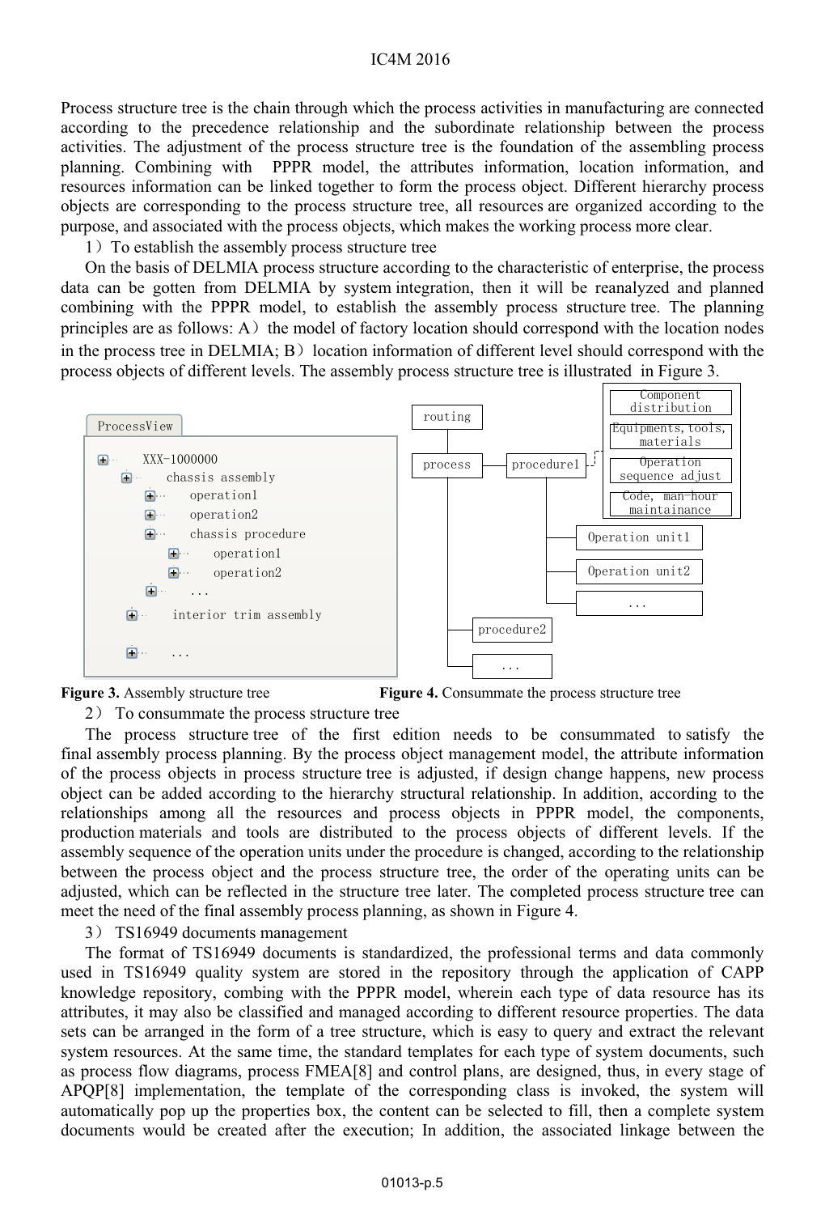Process structure tree is the chain through which the process activities in manufacturing are connected according to the precedence relationship and the subordinate relationship between the process activities. The adjustment of the process structure tree is the foundation of the assembling process planning. Combining with PPPR model, the attributes information, location information, and resources information can be linked together to form the process object. Different hierarchy process objects are corresponding to the process structure tree, all resources are organized according to the purpose, and associated with the process objects, which makes the working process more clear.

1）To establish the assembly process structure tree

On the basis of DELMIA process structure according to the characteristic of enterprise, the process data can be gotten from DELMIA by system integration, then it will be reanalyzed and planned combining with the PPPR model, to establish the assembly process structure tree. The planning principles are as follows: A）the model of factory location should correspond with the location nodes in the process tree in DELMIA; B）location information of different level should correspond with the process objects of different levels. The assembly process structure tree is illustrated in Figure 3.

**Figure 3.** Assembly structure tree

**Figure 4.** Consummate the process structure tree

2） To consummate the process structure tree

The process structure tree of the first edition needs to be consummated to satisfy the final assembly process planning. By the process object management model, the attribute information of the process objects in process structure tree is adjusted, if design change happens, new process object can be added according to the hierarchy structural relationship. In addition, according to the relationships among all the resources and process objects in PPPR model, the components, production materials and tools are distributed to the process objects of different levels. If the assembly sequence of the operation units under the procedure is changed, according to the relationship between the process object and the process structure tree, the order of the operating units can be adjusted, which can be reflected in the structure tree later. The completed process structure tree can meet the need of the final assembly process planning, as shown in Figure 4.

3） TS16949 documents management

The format of TS16949 documents is standardized, the professional terms and data commonly used in TS16949 quality system are stored in the repository through the application of CAPP knowledge repository, combing with the PPPR model, wherein each type of data resource has its attributes, it may also be classified and managed according to different resource properties. The data sets can be arranged in the form of a tree structure, which is easy to query and extract the relevant system resources. At the same time, the standard templates for each type of system documents, such as process flow diagrams, process FMEA[8] and control plans, are designed, thus, in every stage of APQP[8] implementation, the template of the corresponding class is invoked, the system will automatically pop up the properties box, the content can be selected to fill, then a complete system documents would be created after the execution; In addition, the associated linkage between the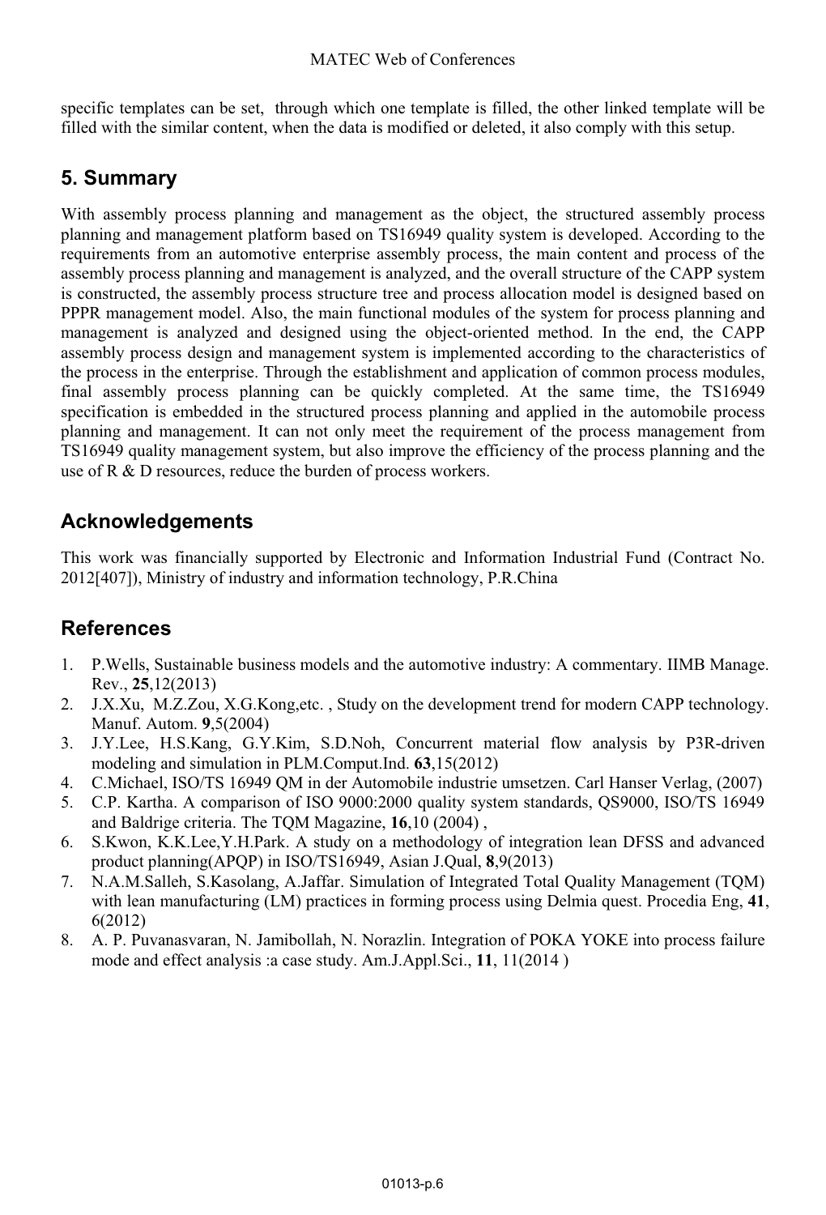specific templates can be set, through which one template is filled, the other linked template will be filled with the similar content, when the data is modified or deleted, it also comply with this setup.

## 5. Summary

With assembly process planning and management as the object, the structured assembly process planning and management platform based on TS16949 quality system is developed. According to the requirements from an automotive enterprise assembly process, the main content and process of the assembly process planning and management is analyzed, and the overall structure of the CAPP system is constructed, the assembly process structure tree and process allocation model is designed based on PPPR management model. Also, the main functional modules of the system for process planning and management is analyzed and designed using the object-oriented method. In the end, the CAPP assembly process design and management system is implemented according to the characteristics of the process in the enterprise. Through the establishment and application of common process modules, final assembly process planning can be quickly completed. At the same time, the TS16949 specification is embedded in the structured process planning and applied in the automobile process planning and management. It can not only meet the requirement of the process management from TS16949 quality management system, but also improve the efficiency of the process planning and the use of R & D resources, reduce the burden of process workers.

## Acknowledgements

This work was financially supported by Electronic and Information Industrial Fund (Contract No. 2012[407]), Ministry of industry and information technology, P.R.China

## References

1. P.Wells, Sustainable business models and the automotive industry: A commentary. IIMB Manage. Rev., **25**,12(2013)
2. J.X.Xu, M.Z.Zou, X.G.Kong,etc. , Study on the development trend for modern CAPP technology. Manuf. Autom. **9**,5(2004)
3. J.Y.Lee, H.S.Kang, G.Y.Kim, S.D.Noh, Concurrent material flow analysis by P3R-driven modeling and simulation in PLM.Comput.Ind. **63**,15(2012)
4. C.Michael, ISO/TS 16949 QM in der Automobile industrie umsetzen. Carl Hanser Verlag, (2007)
5. C.P. Kartha. A comparison of ISO 9000:2000 quality system standards, QS9000, ISO/TS 16949 and Baldrige criteria. The TQM Magazine, **16**,10 (2004) ,
6. S.Kwon, K.K.Lee,Y.H.Park. A study on a methodology of integration lean DFSS and advanced product planning(APQP) in ISO/TS16949, Asian J.Qual, **8**,9(2013)
7. N.A.M.Salleh, S.Kasolang, A.Jaffar. Simulation of Integrated Total Quality Management (TQM) with lean manufacturing (LM) practices in forming process using Delmia quest. Procedia Eng, **41**, 6(2012)
8. A. P. Puvanasvaran, N. Jamibollah, N. Norazlin. Integration of POKA YOKE into process failure mode and effect analysis :a case study. Am.J.Appl.Sci., **11**, 11(2014 )